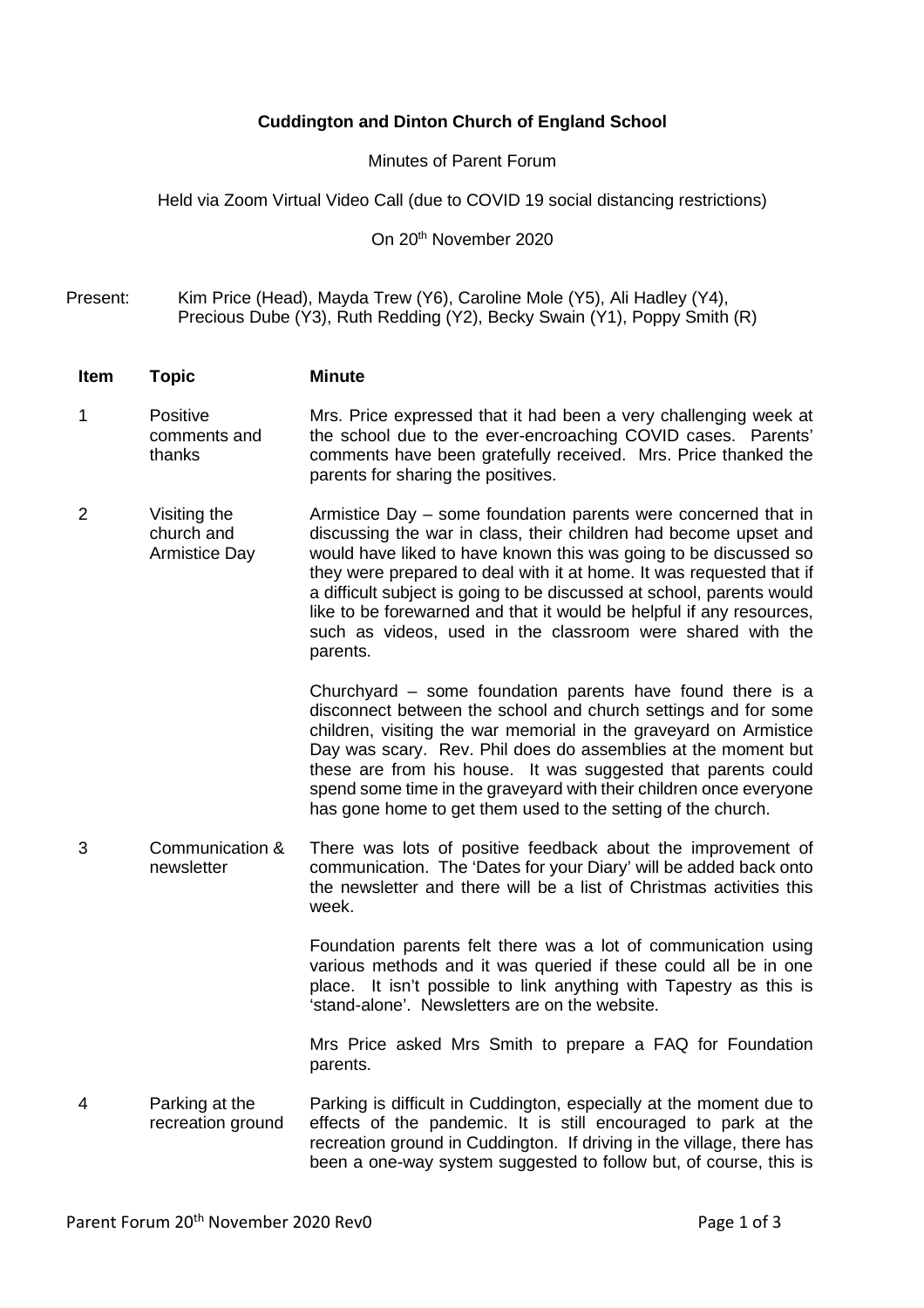**Cuddington and Dinton Church of England School**

Minutes of Parent Forum

Held via Zoom Virtual Video Call (due to COVID 19 social distancing restrictions)

On 20th November 2020

Present: Kim Price (Head), Mayda Trew (Y6), Caroline Mole (Y5), Ali Hadley (Y4), Precious Dube (Y3), Ruth Redding (Y2), Becky Swain (Y1), Poppy Smith (R)

| Item | Topic | Minute |
|---|---|---|
| 1 | Positive comments and thanks | Mrs. Price expressed that it had been a very challenging week at the school due to the ever-encroaching COVID cases. Parents' comments have been gratefully received. Mrs. Price thanked the parents for sharing the positives. |
| 2 | Visiting the church and Armistice Day | Armistice Day – some foundation parents were concerned that in discussing the war in class, their children had become upset and would have liked to have known this was going to be discussed so they were prepared to deal with it at home. It was requested that if a difficult subject is going to be discussed at school, parents would like to be forewarned and that it would be helpful if any resources, such as videos, used in the classroom were shared with the parents. |
| | | Churchyard – some foundation parents have found there is a disconnect between the school and church settings and for some children, visiting the war memorial in the graveyard on Armistice Day was scary. Rev. Phil does do assemblies at the moment but these are from his house. It was suggested that parents could spend some time in the graveyard with their children once everyone has gone home to get them used to the setting of the church. |
| 3 | Communication & newsletter | There was lots of positive feedback about the improvement of communication. The 'Dates for your Diary' will be added back onto the newsletter and there will be a list of Christmas activities this week. |
| | | Foundation parents felt there was a lot of communication using various methods and it was queried if these could all be in one place. It isn't possible to link anything with Tapestry as this is 'stand-alone'. Newsletters are on the website. |
| | | Mrs Price asked Mrs Smith to prepare a FAQ for Foundation parents. |
| 4 | Parking at the recreation ground | Parking is difficult in Cuddington, especially at the moment due to effects of the pandemic. It is still encouraged to park at the recreation ground in Cuddington. If driving in the village, there has been a one-way system suggested to follow but, of course, this is |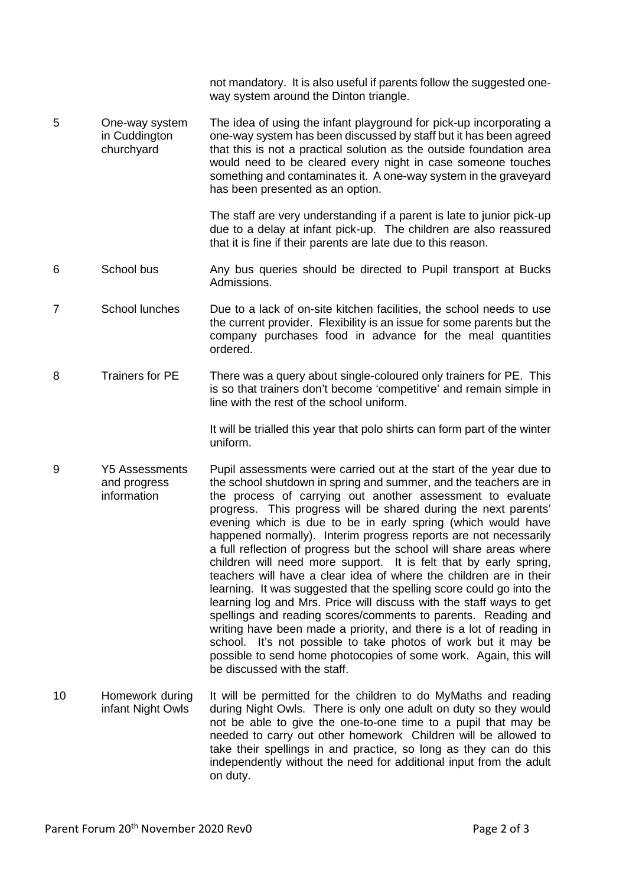|  |  | not mandatory. It is also useful if parents follow the suggested one-way system around the Dinton triangle. |
|---|---|---|
| 5 | One-way system in Cuddington churchyard | The idea of using the infant playground for pick-up incorporating a one-way system has been discussed by staff but it has been agreed that this is not a practical solution as the outside foundation area would need to be cleared every night in case someone touches something and contaminates it. A one-way system in the graveyard has been presented as an option.<br><br>The staff are very understanding if a parent is late to junior pick-up due to a delay at infant pick-up. The children are also reassured that it is fine if their parents are late due to this reason. |
| 6 | School bus | Any bus queries should be directed to Pupil transport at Bucks Admissions. |
| 7 | School lunches | Due to a lack of on-site kitchen facilities, the school needs to use the current provider. Flexibility is an issue for some parents but the company purchases food in advance for the meal quantities ordered. |
| 8 | Trainers for PE | There was a query about single-coloured only trainers for PE. This is so that trainers don't become 'competitive' and remain simple in line with the rest of the school uniform.<br><br>It will be trialled this year that polo shirts can form part of the winter uniform. |
| 9 | Y5 Assessments and progress information | Pupil assessments were carried out at the start of the year due to the school shutdown in spring and summer, and the teachers are in the process of carrying out another assessment to evaluate progress. This progress will be shared during the next parents' evening which is due to be in early spring (which would have happened normally). Interim progress reports are not necessarily a full reflection of progress but the school will share areas where children will need more support. It is felt that by early spring, teachers will have a clear idea of where the children are in their learning. It was suggested that the spelling score could go into the learning log and Mrs. Price will discuss with the staff ways to get spellings and reading scores/comments to parents. Reading and writing have been made a priority, and there is a lot of reading in school. It's not possible to take photos of work but it may be possible to send home photocopies of some work. Again, this will be discussed with the staff. |
| 10 | Homework during infant Night Owls | It will be permitted for the children to do MyMaths and reading during Night Owls. There is only one adult on duty so they would not be able to give the one-to-one time to a pupil that may be needed to carry out other homework Children will be allowed to take their spellings in and practice, so long as they can do this independently without the need for additional input from the adult on duty. |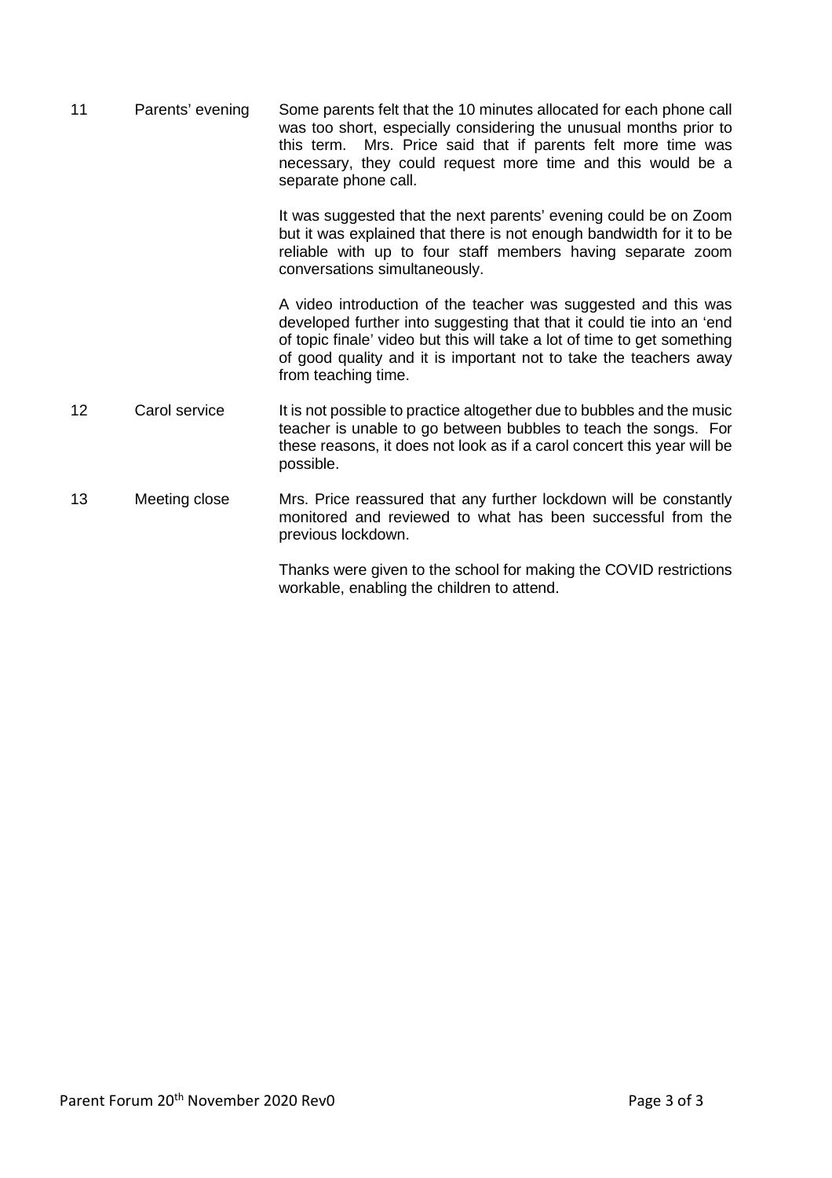| | | |
|---|---|---|
| 11 | Parents' evening | Some parents felt that the 10 minutes allocated for each phone call was too short, especially considering the unusual months prior to this term. Mrs. Price said that if parents felt more time was necessary, they could request more time and this would be a separate phone call.<br><br>It was suggested that the next parents' evening could be on Zoom but it was explained that there is not enough bandwidth for it to be reliable with up to four staff members having separate zoom conversations simultaneously.<br><br>A video introduction of the teacher was suggested and this was developed further into suggesting that that it could tie into an 'end of topic finale' video but this will take a lot of time to get something of good quality and it is important not to take the teachers away from teaching time. |
| 12 | Carol service | It is not possible to practice altogether due to bubbles and the music teacher is unable to go between bubbles to teach the songs. For these reasons, it does not look as if a carol concert this year will be possible. |
| 13 | Meeting close | Mrs. Price reassured that any further lockdown will be constantly monitored and reviewed to what has been successful from the previous lockdown.<br><br>Thanks were given to the school for making the COVID restrictions workable, enabling the children to attend. |